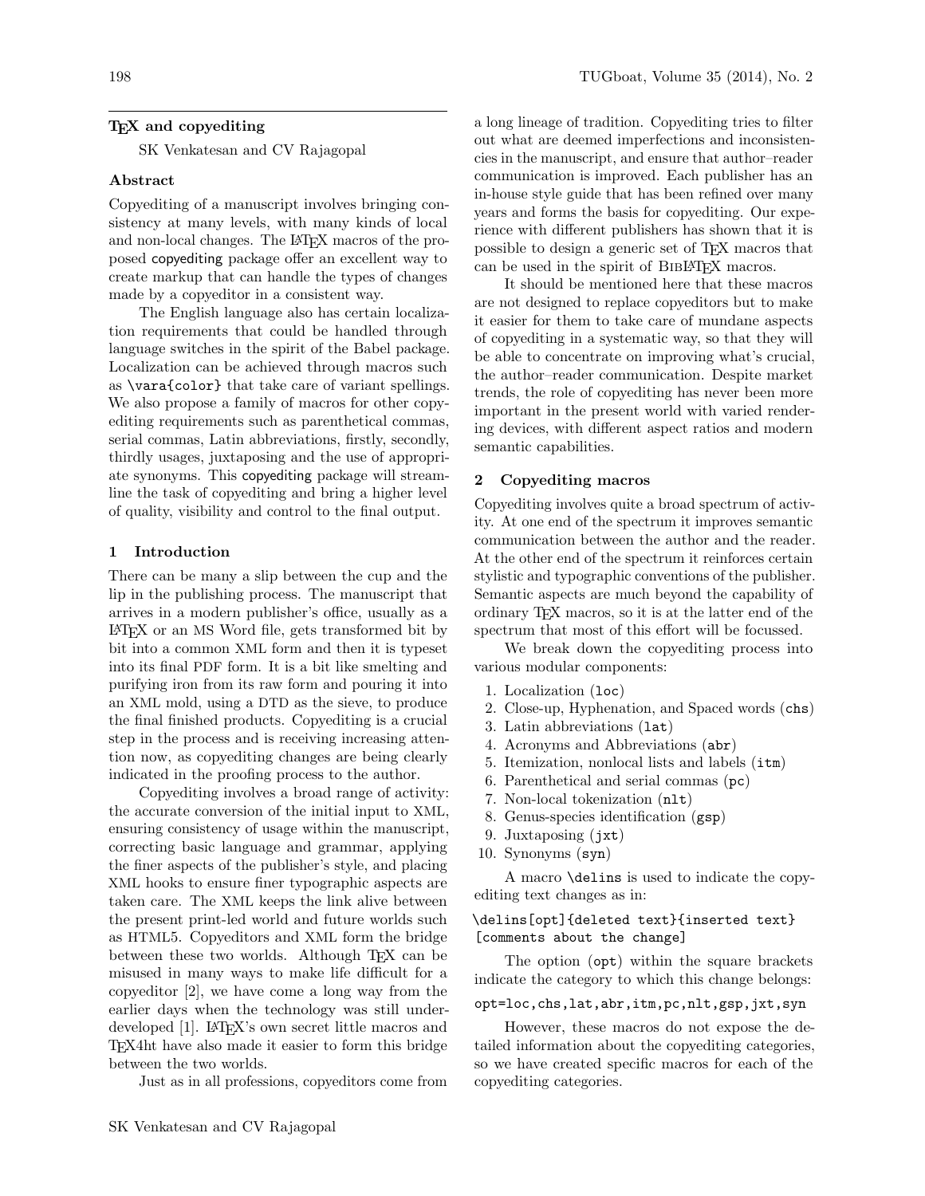# TeX and copyediting

SK Venkatesan and CV Rajagopal

## Abstract

Copyediting of a manuscript involves bringing consistency at many levels, with many kinds of local and non-local changes. The LaTeX macros of the proposed copyediting package offer an excellent way to create markup that can handle the types of changes made by a copyeditor in a consistent way.

The English language also has certain localization requirements that could be handled through language switches in the spirit of the Babel package. Localization can be achieved through macros such as `\vara{color}` that take care of variant spellings. We also propose a family of macros for other copyediting requirements such as parenthetical commas, serial commas, Latin abbreviations, firstly, secondly, thirdly usages, juxtaposing and the use of appropriate synonyms. This copyediting package will streamline the task of copyediting and bring a higher level of quality, visibility and control to the final output.

## 1 Introduction

There can be many a slip between the cup and the lip in the publishing process. The manuscript that arrives in a modern publisher's office, usually as a LaTeX or an MS Word file, gets transformed bit by bit into a common XML form and then it is typeset into its final PDF form. It is a bit like smelting and purifying iron from its raw form and pouring it into an XML mold, using a DTD as the sieve, to produce the final finished products. Copyediting is a crucial step in the process and is receiving increasing attention now, as copyediting changes are being clearly indicated in the proofing process to the author.

Copyediting involves a broad range of activity: the accurate conversion of the initial input to XML, ensuring consistency of usage within the manuscript, correcting basic language and grammar, applying the finer aspects of the publisher's style, and placing XML hooks to ensure finer typographic aspects are taken care. The XML keeps the link alive between the present print-led world and future worlds such as HTML5. Copyeditors and XML form the bridge between these two worlds. Although TeX can be misused in many ways to make life difficult for a copyeditor [2], we have come a long way from the earlier days when the technology was still underdeveloped [1]. LaTeX's own secret little macros and TeX4ht have also made it easier to form this bridge between the two worlds.

Just as in all professions, copyeditors come from a long lineage of tradition. Copyediting tries to filter out what are deemed imperfections and inconsistencies in the manuscript, and ensure that author–reader communication is improved. Each publisher has an in-house style guide that has been refined over many years and forms the basis for copyediting. Our experience with different publishers has shown that it is possible to design a generic set of TeX macros that can be used in the spirit of BibLaTeX macros.

It should be mentioned here that these macros are not designed to replace copyeditors but to make it easier for them to take care of mundane aspects of copyediting in a systematic way, so that they will be able to concentrate on improving what's crucial, the author–reader communication. Despite market trends, the role of copyediting has never been more important in the present world with varied rendering devices, with different aspect ratios and modern semantic capabilities.

## 2 Copyediting macros

Copyediting involves quite a broad spectrum of activity. At one end of the spectrum it improves semantic communication between the author and the reader. At the other end of the spectrum it reinforces certain stylistic and typographic conventions of the publisher. Semantic aspects are much beyond the capability of ordinary TeX macros, so it is at the latter end of the spectrum that most of this effort will be focussed.

We break down the copyediting process into various modular components:

1. Localization (`loc`)
2. Close-up, Hyphenation, and Spaced words (`chs`)
3. Latin abbreviations (`lat`)
4. Acronyms and Abbreviations (`abr`)
5. Itemization, nonlocal lists and labels (`itm`)
6. Parenthetical and serial commas (`pc`)
7. Non-local tokenization (`nlt`)
8. Genus-species identification (`gsp`)
9. Juxtaposing (`jxt`)
10. Synonyms (`syn`)

A macro `\delins` is used to indicate the copyediting text changes as in:

```
\delins[opt]{deleted text}{inserted text}
[comments about the change]
```

The option (`opt`) within the square brackets indicate the category to which this change belongs:

```
opt=loc,chs,lat,abr,itm,pc,nlt,gsp,jxt,syn
```

However, these macros do not expose the detailed information about the copyediting categories, so we have created specific macros for each of the copyediting categories.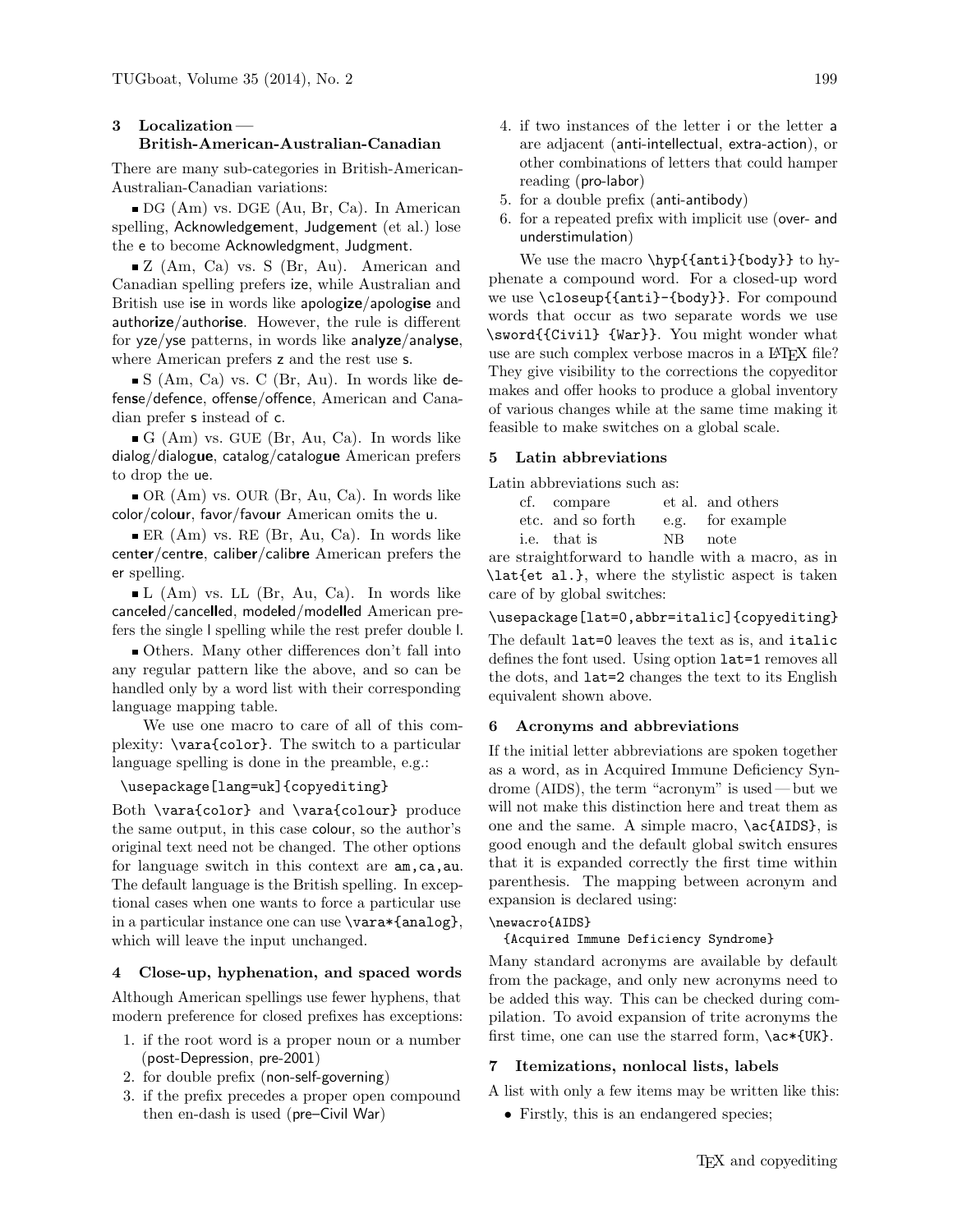## 3 Localization — British-American-Australian-Canadian

There are many sub-categories in British-American-Australian-Canadian variations:

■ DG (Am) vs. DGE (Au, Br, Ca). In American spelling, Acknowledgement, Judgement (et al.) lose the e to become Acknowledgment, Judgment.

■ Z (Am, Ca) vs. S (Br, Au). American and Canadian spelling prefers ize, while Australian and British use ise in words like apologize/apologise and authorize/authorise. However, the rule is different for yze/yse patterns, in words like analyze/analyse, where American prefers z and the rest use s.

■ S (Am, Ca) vs. C (Br, Au). In words like defense/defence, offense/offence, American and Canadian prefer s instead of c.

■ G (Am) vs. GUE (Br, Au, Ca). In words like dialog/dialogue, catalog/catalogue American prefers to drop the ue.

■ OR (Am) vs. OUR (Br, Au, Ca). In words like color/colour, favor/favour American omits the u.

■ ER (Am) vs. RE (Br, Au, Ca). In words like center/centre, caliber/calibre American prefers the er spelling.

■ L (Am) vs. LL (Br, Au, Ca). In words like canceled/cancelled, modeled/modelled American prefers the single l spelling while the rest prefer double l.

■ Others. Many other differences don't fall into any regular pattern like the above, and so can be handled only by a word list with their corresponding language mapping table.

We use one macro to care of all of this complexity: `\vara{color}`. The switch to a particular language spelling is done in the preamble, e.g.:

```
\usepackage[lang=uk]{copyediting}
```

Both `\vara{color}` and `\vara{colour}` produce the same output, in this case colour, so the author's original text need not be changed. The other options for language switch in this context are `am,ca,au`. The default language is the British spelling. In exceptional cases when one wants to force a particular use in a particular instance one can use `\vara*{analog}`, which will leave the input unchanged.

## 4 Close-up, hyphenation, and spaced words

Although American spellings use fewer hyphens, that modern preference for closed prefixes has exceptions:

1. if the root word is a proper noun or a number (post-Depression, pre-2001)
2. for double prefix (non-self-governing)
3. if the prefix precedes a proper open compound then en-dash is used (pre–Civil War)
4. if two instances of the letter i or the letter a are adjacent (anti-intellectual, extra-action), or other combinations of letters that could hamper reading (pro-labor)
5. for a double prefix (anti-antibody)
6. for a repeated prefix with implicit use (over- and understimulation)

We use the macro `\hyp{{anti}{body}}` to hyphenate a compound word. For a closed-up word we use `\closeup{{anti}-{body}}`. For compound words that occur as two separate words we use `\sword{{Civil} {War}}`. You might wonder what use are such complex verbose macros in a LaTeX file? They give visibility to the corrections the copyeditor makes and offer hooks to produce a global inventory of various changes while at the same time making it feasible to make switches on a global scale.

## 5 Latin abbreviations

Latin abbreviations such as:

| | | | |
|---|---|---|---|
| cf. | compare | et al. | and others |
| etc. | and so forth | e.g. | for example |
| i.e. | that is | NB | note |

are straightforward to handle with a macro, as in `\lat{et al.}`, where the stylistic aspect is taken care of by global switches:

```
\usepackage[lat=0,abbr=italic]{copyediting}
```

The default `lat=0` leaves the text as is, and `italic` defines the font used. Using option `lat=1` removes all the dots, and `lat=2` changes the text to its English equivalent shown above.

## 6 Acronyms and abbreviations

If the initial letter abbreviations are spoken together as a word, as in Acquired Immune Deficiency Syndrome (AIDS), the term "acronym" is used — but we will not make this distinction here and treat them as one and the same. A simple macro, `\ac{AIDS}`, is good enough and the default global switch ensures that it is expanded correctly the first time within parenthesis. The mapping between acronym and expansion is declared using:

```
\newacro{AIDS}
  {Acquired Immune Deficiency Syndrome}
```

Many standard acronyms are available by default from the package, and only new acronyms need to be added this way. This can be checked during compilation. To avoid expansion of trite acronyms the first time, one can use the starred form, `\ac*{UK}`.

## 7 Itemizations, nonlocal lists, labels

A list with only a few items may be written like this:

- Firstly, this is an endangered species;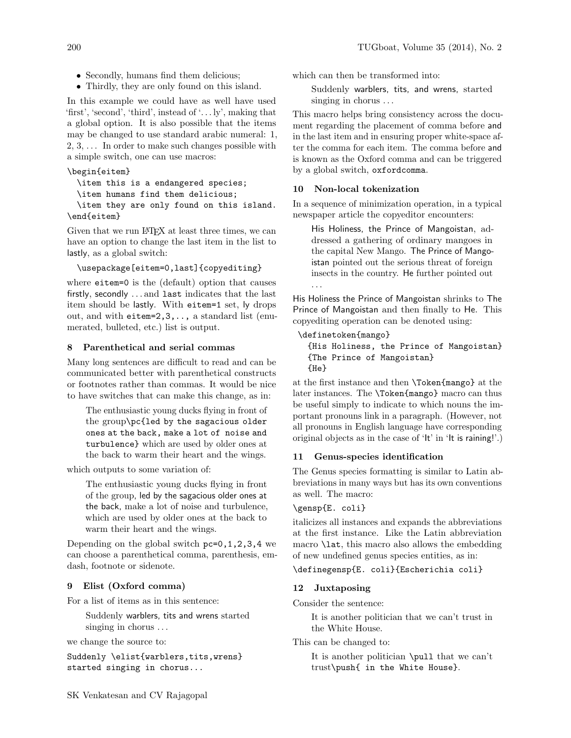- Secondly, humans find them delicious;
- Thirdly, they are only found on this island.

In this example we could have as well have used 'first', 'second', 'third', instead of '...ly', making that a global option. It is also possible that the items may be changed to use standard arabic numeral: 1, 2, 3, ... In order to make such changes possible with a simple switch, one can use macros:

```
\begin{eitem}
  \item this is a endangered species;
  \item humans find them delicious;
  \item they are only found on this island.
\end{eitem}
```

Given that we run LaTeX at least three times, we can have an option to change the last item in the list to lastly, as a global switch:

```
\usepackage[eitem=0,last]{copyediting}
```

where `eitem=0` is the (default) option that causes firstly, secondly ... and `last` indicates that the last item should be lastly. With `eitem=1` set, ly drops out, and with `eitem=2,3,..,` a standard list (enumerated, bulleted, etc.) list is output.

## 8 Parenthetical and serial commas

Many long sentences are difficult to read and can be communicated better with parenthetical constructs or footnotes rather than commas. It would be nice to have switches that can make this change, as in:

> The enthusiastic young ducks flying in front of the group`\pc{led by the sagacious older ones at the back, make a lot of noise and turbulence}` which are used by older ones at the back to warm their heart and the wings.

which outputs to some variation of:

> The enthusiastic young ducks flying in front of the group, led by the sagacious older ones at the back, make a lot of noise and turbulence, which are used by older ones at the back to warm their heart and the wings.

Depending on the global switch `pc=0,1,2,3,4` we can choose a parenthetical comma, parenthesis, em-dash, footnote or sidenote.

## 9 Elist (Oxford comma)

For a list of items as in this sentence:

> Suddenly warblers, tits and wrens started singing in chorus ...

we change the source to:

```
Suddenly \elist{warblers,tits,wrens}
started singing in chorus...
```

which can then be transformed into:

> Suddenly warblers, tits, and wrens, started singing in chorus ...

This macro helps bring consistency across the document regarding the placement of comma before and in the last item and in ensuring proper white-space after the comma for each item. The comma before and is known as the Oxford comma and can be triggered by a global switch, `oxfordcomma`.

## 10 Non-local tokenization

In a sequence of minimization operation, in a typical newspaper article the copyeditor encounters:

> His Holiness, the Prince of Mangoistan, addressed a gathering of ordinary mangoes in the capital New Mango. The Prince of Mangoistan pointed out the serious threat of foreign insects in the country. He further pointed out ...

His Holiness the Prince of Mangoistan shrinks to The Prince of Mangoistan and then finally to He. This copyediting operation can be denoted using:

```
\definetoken{mango}
  {His Holiness, the Prince of Mangoistan}
  {The Prince of Mangoistan}
  {He}
```

at the first instance and then `\Token{mango}` at the later instances. The `\Token{mango}` macro can thus be useful simply to indicate to which nouns the important pronouns link in a paragraph. (However, not all pronouns in English language have corresponding original objects as in the case of 'It' in 'It is raining!'.)

## 11 Genus-species identification

The Genus species formatting is similar to Latin abbreviations in many ways but has its own conventions as well. The macro:

```
\gensp{E. coli}
```

italicizes all instances and expands the abbreviations at the first instance. Like the Latin abbreviation macro `\lat`, this macro also allows the embedding of new undefined genus species entities, as in:

```
\definegensp{E. coli}{Escherichia coli}
```

## 12 Juxtaposing

Consider the sentence:

> It is another politician that we can't trust in the White House.

This can be changed to:

> It is another politician `\pull` that we can't trust`\push{ in the White House}`.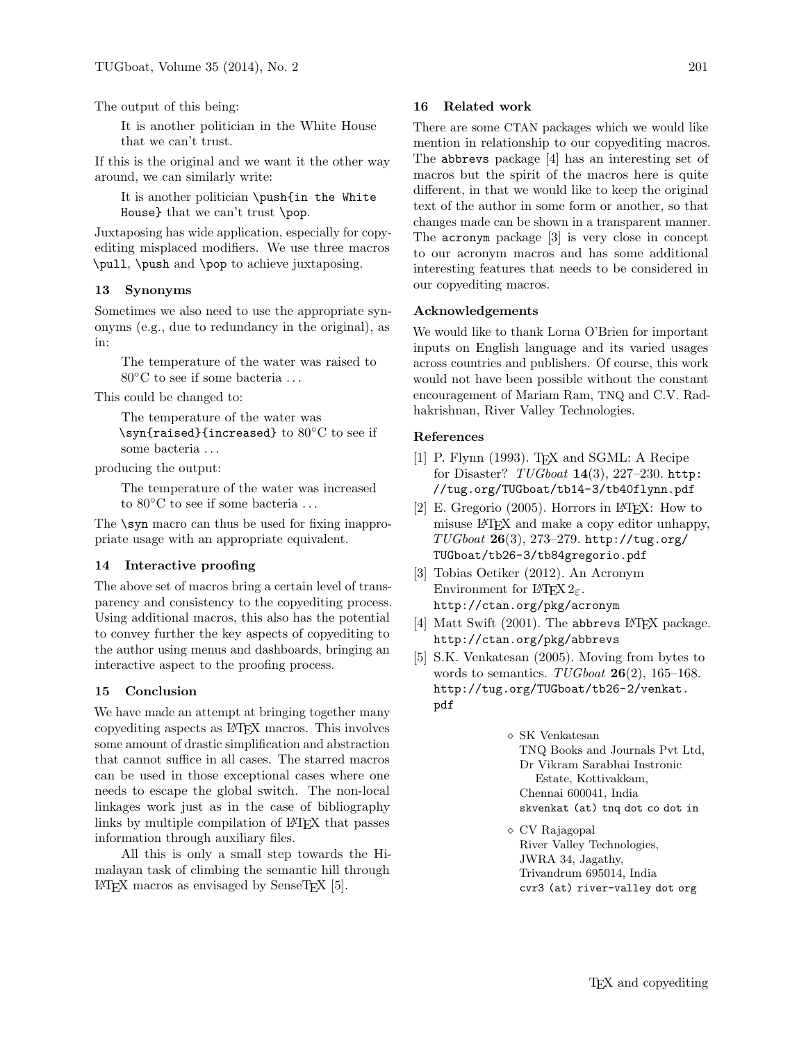The output of this being:

> It is another politician in the White House that we can't trust.

If this is the original and we want it the other way around, we can similarly write:

> It is another politician `\push{in the White House}` that we can't trust `\pop`.

Juxtaposing has wide application, especially for copyediting misplaced modifiers. We use three macros `\pull`, `\push` and `\pop` to achieve juxtaposing.

## 13 Synonyms

Sometimes we also need to use the appropriate synonyms (e.g., due to redundancy in the original), as in:

> The temperature of the water was raised to 80°C to see if some bacteria ...

This could be changed to:

> The temperature of the water was `\syn{raised}{increased}` to 80°C to see if some bacteria ...

producing the output:

> The temperature of the water was increased to 80°C to see if some bacteria ...

The `\syn` macro can thus be used for fixing inappropriate usage with an appropriate equivalent.

## 14 Interactive proofing

The above set of macros bring a certain level of transparency and consistency to the copyediting process. Using additional macros, this also has the potential to convey further the key aspects of copyediting to the author using menus and dashboards, bringing an interactive aspect to the proofing process.

## 15 Conclusion

We have made an attempt at bringing together many copyediting aspects as LaTeX macros. This involves some amount of drastic simplification and abstraction that cannot suffice in all cases. The starred macros can be used in those exceptional cases where one needs to escape the global switch. The non-local linkages work just as in the case of bibliography links by multiple compilation of LaTeX that passes information through auxiliary files.

All this is only a small step towards the Himalayan task of climbing the semantic hill through LaTeX macros as envisaged by SenseTeX [5].

## 16 Related work

There are some CTAN packages which we would like mention in relationship to our copyediting macros. The `abbrevs` package [4] has an interesting set of macros but the spirit of the macros here is quite different, in that we would like to keep the original text of the author in some form or another, so that changes made can be shown in a transparent manner. The `acronym` package [3] is very close in concept to our acronym macros and has some additional interesting features that needs to be considered in our copyediting macros.

### Acknowledgements

We would like to thank Lorna O'Brien for important inputs on English language and its varied usages across countries and publishers. Of course, this work would not have been possible without the constant encouragement of Mariam Ram, TNQ and C.V. Radhakrishnan, River Valley Technologies.

### References

[1] P. Flynn (1993). TeX and SGML: A Recipe for Disaster? *TUGboat* **14**(3), 227–230. `http://tug.org/TUGboat/tb14-3/tb40flynn.pdf`

[2] E. Gregorio (2005). Horrors in LaTeX: How to misuse LaTeX and make a copy editor unhappy, *TUGboat* **26**(3), 273–279. `http://tug.org/TUGboat/tb26-3/tb84gregorio.pdf`

[3] Tobias Oetiker (2012). An Acronym Environment for LaTeX $2_\varepsilon$. `http://ctan.org/pkg/acronym`

[4] Matt Swift (2001). The `abbrevs` LaTeX package. `http://ctan.org/pkg/abbrevs`

[5] S.K. Venkatesan (2005). Moving from bytes to words to semantics. *TUGboat* **26**(2), 165–168. `http://tug.org/TUGboat/tb26-2/venkat.pdf`

◇ SK Venkatesan
TNQ Books and Journals Pvt Ltd,
Dr Vikram Sarabhai Instronic Estate, Kottivakkam,
Chennai 600041, India
`skvenkat (at) tnq dot co dot in`

◇ CV Rajagopal
River Valley Technologies,
JWRA 34, Jagathy,
Trivandrum 695014, India
`cvr3 (at) river-valley dot org`